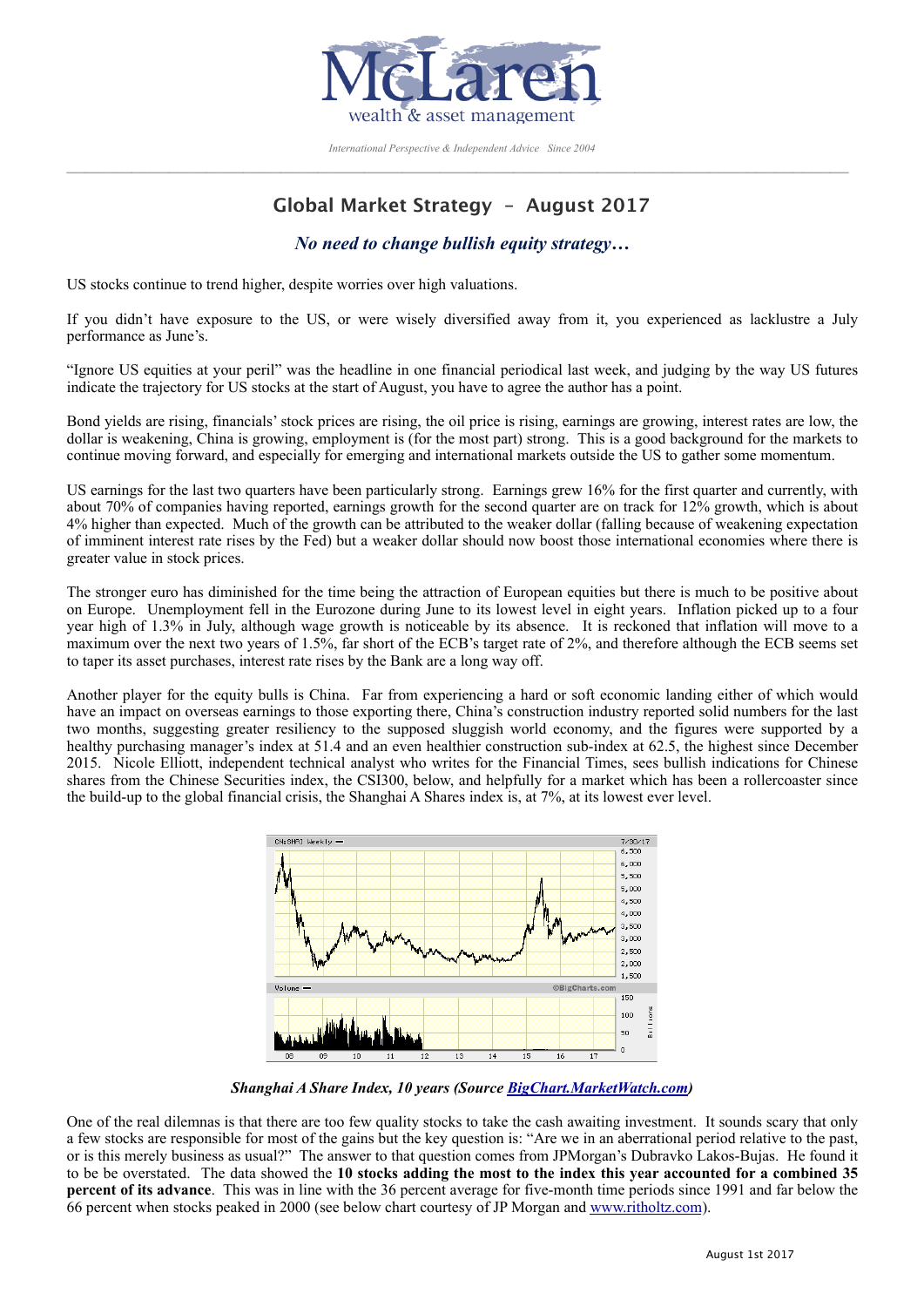McLaren
wealth & asset management

*International Perspective & Independent Advice  Since 2004*

## Global Market Strategy – August 2017

### *No need to change bullish equity strategy…*

US stocks continue to trend higher, despite worries over high valuations.

If you didn't have exposure to the US, or were wisely diversified away from it, you experienced as lacklustre a July performance as June's.

"Ignore US equities at your peril" was the headline in one financial periodical last week, and judging by the way US futures indicate the trajectory for US stocks at the start of August, you have to agree the author has a point.

Bond yields are rising, financials' stock prices are rising, the oil price is rising, earnings are growing, interest rates are low, the dollar is weakening, China is growing, employment is (for the most part) strong. This is a good background for the markets to continue moving forward, and especially for emerging and international markets outside the US to gather some momentum.

US earnings for the last two quarters have been particularly strong. Earnings grew 16% for the first quarter and currently, with about 70% of companies having reported, earnings growth for the second quarter are on track for 12% growth, which is about 4% higher than expected. Much of the growth can be attributed to the weaker dollar (falling because of weakening expectation of imminent interest rate rises by the Fed) but a weaker dollar should now boost those international economies where there is greater value in stock prices.

The stronger euro has diminished for the time being the attraction of European equities but there is much to be positive about on Europe. Unemployment fell in the Eurozone during June to its lowest level in eight years. Inflation picked up to a four year high of 1.3% in July, although wage growth is noticeable by its absence. It is reckoned that inflation will move to a maximum over the next two years of 1.5%, far short of the ECB's target rate of 2%, and therefore although the ECB seems set to taper its asset purchases, interest rate rises by the Bank are a long way off.

Another player for the equity bulls is China. Far from experiencing a hard or soft economic landing either of which would have an impact on overseas earnings to those exporting there, China's construction industry reported solid numbers for the last two months, suggesting greater resiliency to the supposed sluggish world economy, and the figures were supported by a healthy purchasing manager's index at 51.4 and an even healthier construction sub-index at 62.5, the highest since December 2015. Nicole Elliott, independent technical analyst who writes for the Financial Times, sees bullish indications for Chinese shares from the Chinese Securities index, the CSI300, below, and helpfully for a market which has been a rollercoaster since the build-up to the global financial crisis, the Shanghai A Shares index is, at 7%, at its lowest ever level.

***Shanghai A Share Index, 10 years (Source [BigChart.MarketWatch.com](BigChart.MarketWatch.com))***

One of the real dilemnas is that there are too few quality stocks to take the cash awaiting investment. It sounds scary that only a few stocks are responsible for most of the gains but the key question is: "Are we in an aberrational period relative to the past, or is this merely business as usual?" The answer to that question comes from JPMorgan's Dubravko Lakos-Bujas. He found it to be be overstated. The data showed the **10 stocks adding the most to the index this year accounted for a combined 35 percent of its advance**. This was in line with the 36 percent average for five-month time periods since 1991 and far below the 66 percent when stocks peaked in 2000 (see below chart courtesy of JP Morgan and [www.ritholtz.com](www.ritholtz.com)).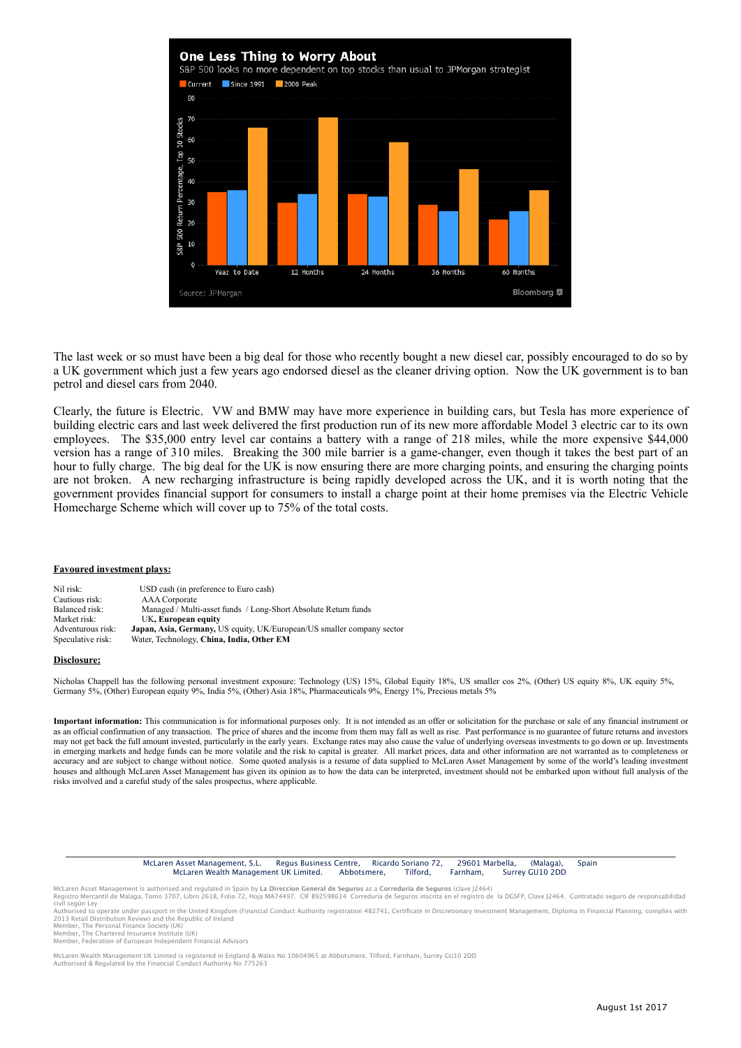**One Less Thing to Worry About**

S&P 500 looks no more dependent on top stocks than usual to JPMorgan strategist

Current
Since 1991
2000 Peak

S&P 500 Return Percentage, Top 10 Stocks

80
70
60
50
40
30
20
10
0

Year to Date
12 Months
24 Months
36 Months
60 Months

Source: JPMorgan

Bloomberg

The last week or so must have been a big deal for those who recently bought a new diesel car, possibly encouraged to do so by a UK government which just a few years ago endorsed diesel as the cleaner driving option. Now the UK government is to ban petrol and diesel cars from 2040.

Clearly, the future is Electric. VW and BMW may have more experience in building cars, but Tesla has more experience of building electric cars and last week delivered the first production run of its new more affordable Model 3 electric car to its own employees. The $35,000 entry level car contains a battery with a range of 218 miles, while the more expensive $44,000 version has a range of 310 miles. Breaking the 300 mile barrier is a game-changer, even though it takes the best part of an hour to fully charge. The big deal for the UK is now ensuring there are more charging points, and ensuring the charging points are not broken. A new recharging infrastructure is being rapidly developed across the UK, and it is worth noting that the government provides financial support for consumers to install a charge point at their home premises via the Electric Vehicle Homecharge Scheme which will cover up to 75% of the total costs.

**Favoured investment plays:**

| | |
|---|---|
| Nil risk: | USD cash (in preference to Euro cash) |
| Cautious risk: | AAA Corporate |
| Balanced risk: | Managed / Multi-asset funds / Long-Short Absolute Return funds |
| Market risk: | UK, **European equity** |
| Adventurous risk: | **Japan, Asia, Germany,** US equity, UK/European/US smaller company sector |
| Speculative risk: | Water, Technology, **China, India, Other EM** |

**Disclosure:**

Nicholas Chappell has the following personal investment exposure: Technology (US) 15%, Global Equity 18%, US smaller cos 2%, (Other) US equity 8%, UK equity 5%, Germany 5%, (Other) European equity 9%, India 5%, (Other) Asia 18%, Pharmaceuticals 9%, Energy 1%, Precious metals 5%

**Important information:** This communication is for informational purposes only. It is not intended as an offer or solicitation for the purchase or sale of any financial instrument or as an official confirmation of any transaction. The price of shares and the income from them may fall as well as rise. Past performance is no guarantee of future returns and investors may not get back the full amount invested, particularly in the early years. Exchange rates may also cause the value of underlying overseas investments to go down or up. Investments in emerging markets and hedge funds can be more volatile and the risk to capital is greater. All market prices, data and other information are not warranted as to completeness or accuracy and are subject to change without notice. Some quoted analysis is a resume of data supplied to McLaren Asset Management by some of the world's leading investment houses and although McLaren Asset Management has given its opinion as to how the data can be interpreted, investment should not be embarked upon without full analysis of the risks involved and a careful study of the sales prospectus, where applicable.

McLaren Asset Management, S.L. Regus Business Centre, Ricardo Soriano 72, 29601 Marbella, (Malaga), Spain
McLaren Wealth Management UK Limited. Abbotsmere, Tilford, Farnham, Surrey GU10 2DD

McLaren Asset Management is authorised and regulated in Spain by **La Direccion General de Seguros** as a **Correduria de Seguros** (clave J2464)
Registro Mercantil de Malaga, Tomo 3707, Libro 2618, Folio 72, Hoja MA74497. CIF B92598614 Correduria de Seguros inscrita en el registro de la DGSFP, Clave J2464. Contratado seguro de responsabilidad civil según Ley
Authorised to operate under passport in the United Kingdom (Financial Conduct Authority registration 482741, Certificate in Discretionary Investment Management, Diploma in Financial Planning, complies with 2013 Retail Distribution Review) and the Republic of Ireland
Member, The Personal Finance Society (UK)
Member, The Chartered Insurance Institute (UK)
Member, Federation of European Independent Financial Advisors

McLaren Wealth Management UK Limited is registered in England & Wales No 10604965 at Abbotsmere, Tilford, Farnham, Surrey GU10 2DD
Authorised & Regulated by the Financial Conduct Authority No 775263

August 1st 2017